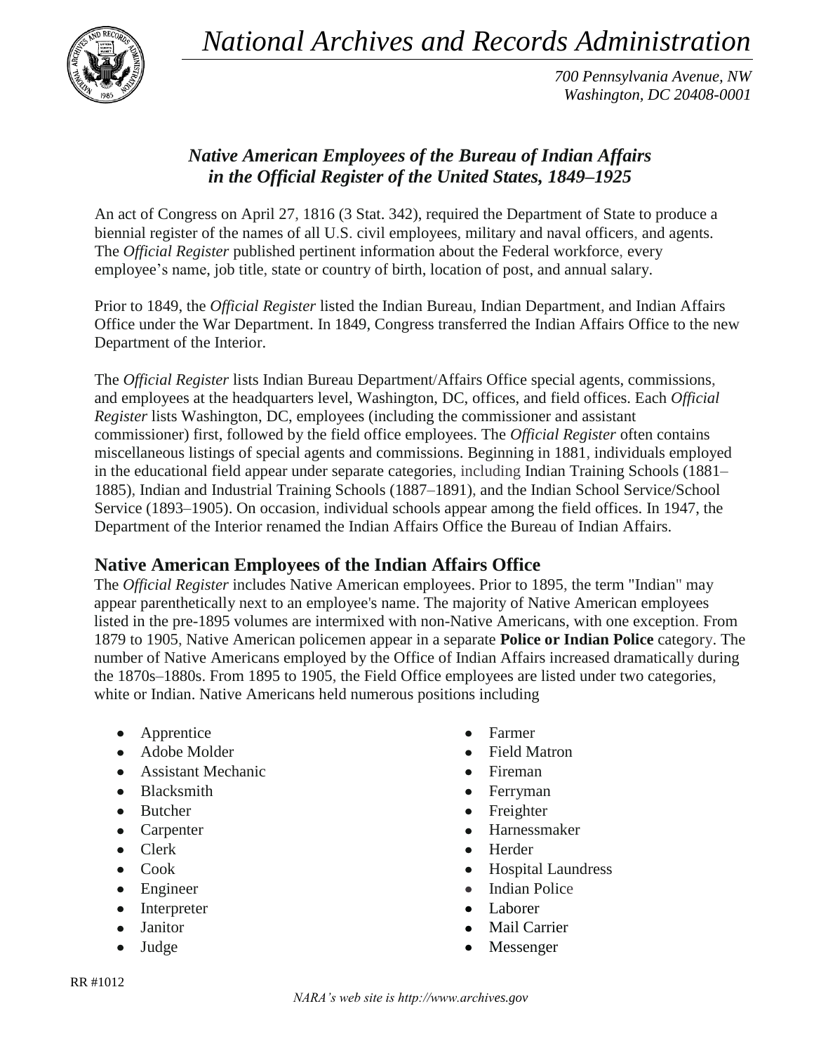# National Archives and Records Administration

700 Pennsylvania Avenue, NW
Washington, DC 20408-0001

## *Native American Employees of the Bureau of Indian Affairs in the Official Register of the United States, 1849–1925*

An act of Congress on April 27, 1816 (3 Stat. 342), required the Department of State to produce a biennial register of the names of all U.S. civil employees, military and naval officers, and agents. The *Official Register* published pertinent information about the Federal workforce, every employee's name, job title, state or country of birth, location of post, and annual salary.

Prior to 1849, the *Official Register* listed the Indian Bureau, Indian Department, and Indian Affairs Office under the War Department. In 1849, Congress transferred the Indian Affairs Office to the new Department of the Interior.

The *Official Register* lists Indian Bureau Department/Affairs Office special agents, commissions, and employees at the headquarters level, Washington, DC, offices, and field offices. Each *Official Register* lists Washington, DC, employees (including the commissioner and assistant commissioner) first, followed by the field office employees. The *Official Register* often contains miscellaneous listings of special agents and commissions. Beginning in 1881, individuals employed in the educational field appear under separate categories, including Indian Training Schools (1881–1885), Indian and Industrial Training Schools (1887–1891), and the Indian School Service/School Service (1893–1905). On occasion, individual schools appear among the field offices. In 1947, the Department of the Interior renamed the Indian Affairs Office the Bureau of Indian Affairs.

## Native American Employees of the Indian Affairs Office

The *Official Register* includes Native American employees. Prior to 1895, the term "Indian" may appear parenthetically next to an employee's name. The majority of Native American employees listed in the pre-1895 volumes are intermixed with non-Native Americans, with one exception. From 1879 to 1905, Native American policemen appear in a separate **Police or Indian Police** category. The number of Native Americans employed by the Office of Indian Affairs increased dramatically during the 1870s–1880s. From 1895 to 1905, the Field Office employees are listed under two categories, white or Indian. Native Americans held numerous positions including

- Apprentice
- Adobe Molder
- Assistant Mechanic
- Blacksmith
- Butcher
- Carpenter
- Clerk
- Cook
- Engineer
- Interpreter
- Janitor
- Judge
- Farmer
- Field Matron
- Fireman
- Ferryman
- Freighter
- Harnessmaker
- Herder
- Hospital Laundress
- Indian Police
- Laborer
- Mail Carrier
- Messenger

RR #1012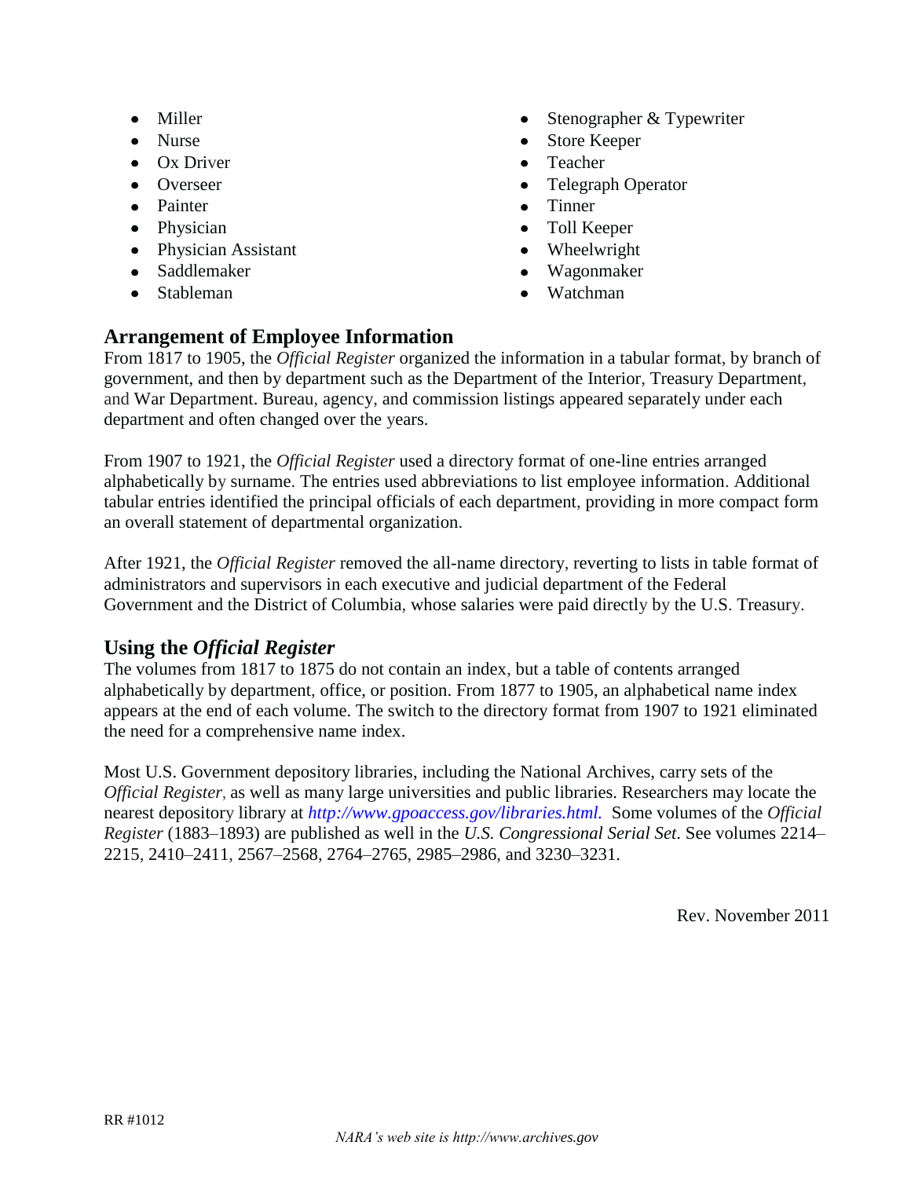- Miller
- Nurse
- Ox Driver
- Overseer
- Painter
- Physician
- Physician Assistant
- Saddlemaker
- Stableman
- Stenographer & Typewriter
- Store Keeper
- Teacher
- Telegraph Operator
- Tinner
- Toll Keeper
- Wheelwright
- Wagonmaker
- Watchman

## Arrangement of Employee Information

From 1817 to 1905, the *Official Register* organized the information in a tabular format, by branch of government, and then by department such as the Department of the Interior, Treasury Department, and War Department. Bureau, agency, and commission listings appeared separately under each department and often changed over the years.

From 1907 to 1921, the *Official Register* used a directory format of one-line entries arranged alphabetically by surname. The entries used abbreviations to list employee information. Additional tabular entries identified the principal officials of each department, providing in more compact form an overall statement of departmental organization.

After 1921, the *Official Register* removed the all-name directory, reverting to lists in table format of administrators and supervisors in each executive and judicial department of the Federal Government and the District of Columbia, whose salaries were paid directly by the U.S. Treasury.

## Using the *Official Register*

The volumes from 1817 to 1875 do not contain an index, but a table of contents arranged alphabetically by department, office, or position. From 1877 to 1905, an alphabetical name index appears at the end of each volume. The switch to the directory format from 1907 to 1921 eliminated the need for a comprehensive name index.

Most U.S. Government depository libraries, including the National Archives, carry sets of the *Official Register*, as well as many large universities and public libraries. Researchers may locate the nearest depository library at *http://www.gpoaccess.gov/libraries.html.* Some volumes of the *Official Register* (1883–1893) are published as well in the *U.S. Congressional Serial Set*. See volumes 2214–2215, 2410–2411, 2567–2568, 2764–2765, 2985–2986, and 3230–3231.

Rev. November 2011

RR #1012